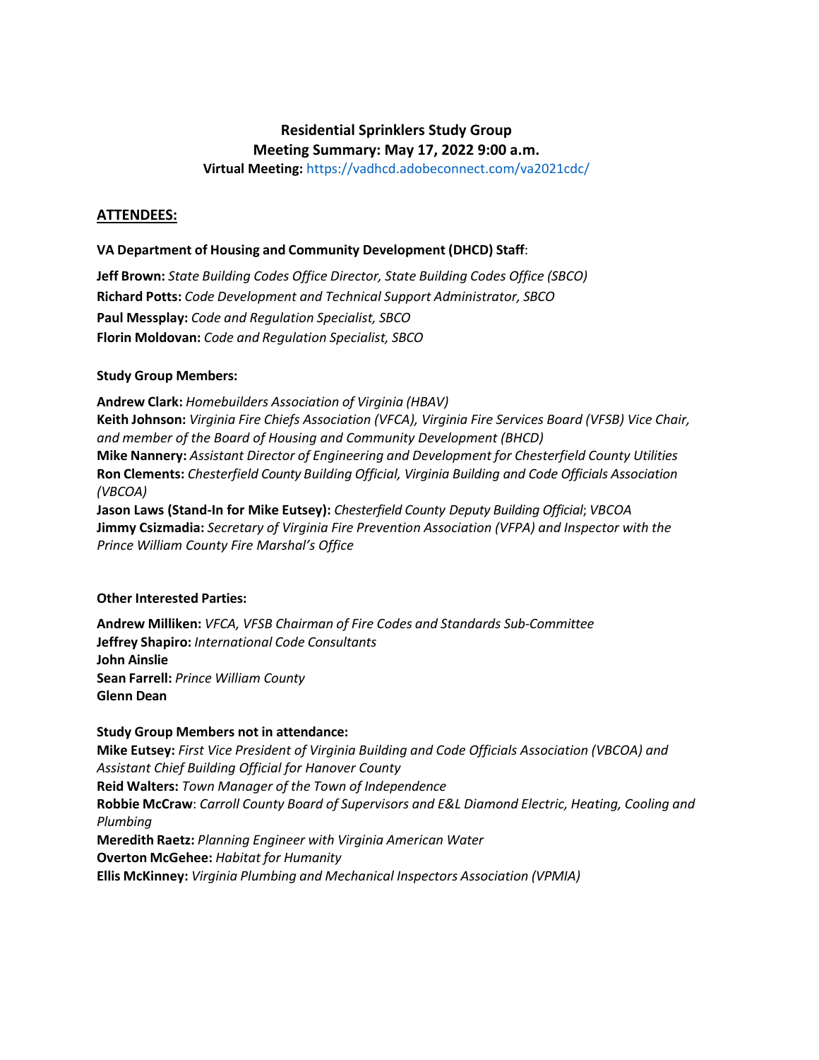# Residential Sprinklers Study Group

## Meeting Summary: May 17, 2022 9:00 a.m.

**Virtual Meeting:** https://vadhcd.adobeconnect.com/va2021cdc/

## ATTENDEES:

**VA Department of Housing and Community Development (DHCD) Staff**:

**Jeff Brown:** *State Building Codes Office Director, State Building Codes Office (SBCO)*
**Richard Potts:** *Code Development and Technical Support Administrator, SBCO*
**Paul Messplay:** *Code and Regulation Specialist, SBCO*
**Florin Moldovan:** *Code and Regulation Specialist, SBCO*

**Study Group Members:**

**Andrew Clark:** *Homebuilders Association of Virginia (HBAV)*
**Keith Johnson:** *Virginia Fire Chiefs Association (VFCA), Virginia Fire Services Board (VFSB) Vice Chair, and member of the Board of Housing and Community Development (BHCD)*
**Mike Nannery:** *Assistant Director of Engineering and Development for Chesterfield County Utilities*
**Ron Clements:** *Chesterfield County Building Official, Virginia Building and Code Officials Association (VBCOA)*
**Jason Laws (Stand-In for Mike Eutsey):** *Chesterfield County Deputy Building Official*; *VBCOA*
**Jimmy Csizmadia:** *Secretary of Virginia Fire Prevention Association (VFPA) and Inspector with the Prince William County Fire Marshal's Office*

**Other Interested Parties:**

**Andrew Milliken:** *VFCA, VFSB Chairman of Fire Codes and Standards Sub-Committee*
**Jeffrey Shapiro:** *International Code Consultants*
**John Ainslie**
**Sean Farrell:** *Prince William County*
**Glenn Dean**

**Study Group Members not in attendance:**
**Mike Eutsey:** *First Vice President of Virginia Building and Code Officials Association (VBCOA) and Assistant Chief Building Official for Hanover County*
**Reid Walters:** *Town Manager of the Town of Independence*
**Robbie McCraw**: *Carroll County Board of Supervisors and E&L Diamond Electric, Heating, Cooling and Plumbing*
**Meredith Raetz:** *Planning Engineer with Virginia American Water*
**Overton McGehee:** *Habitat for Humanity*
**Ellis McKinney:** *Virginia Plumbing and Mechanical Inspectors Association (VPMIA)*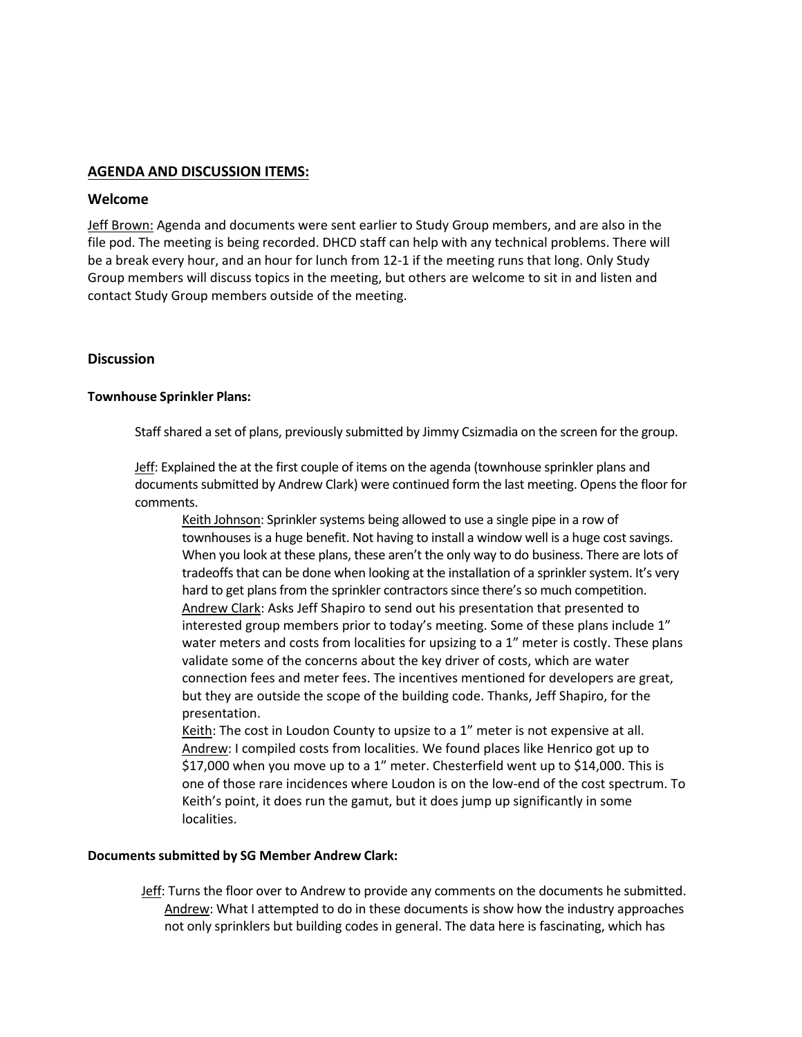## **AGENDA AND DISCUSSION ITEMS:**

### Welcome

Jeff Brown: Agenda and documents were sent earlier to Study Group members, and are also in the file pod. The meeting is being recorded. DHCD staff can help with any technical problems. There will be a break every hour, and an hour for lunch from 12-1 if the meeting runs that long. Only Study Group members will discuss topics in the meeting, but others are welcome to sit in and listen and contact Study Group members outside of the meeting.

### Discussion

#### Townhouse Sprinkler Plans:

Staff shared a set of plans, previously submitted by Jimmy Csizmadia on the screen for the group.

Jeff: Explained the at the first couple of items on the agenda (townhouse sprinkler plans and documents submitted by Andrew Clark) were continued form the last meeting. Opens the floor for comments.

> Keith Johnson: Sprinkler systems being allowed to use a single pipe in a row of townhouses is a huge benefit. Not having to install a window well is a huge cost savings. When you look at these plans, these aren't the only way to do business. There are lots of tradeoffs that can be done when looking at the installation of a sprinkler system. It's very hard to get plans from the sprinkler contractors since there's so much competition.
>
> Andrew Clark: Asks Jeff Shapiro to send out his presentation that presented to interested group members prior to today's meeting. Some of these plans include 1" water meters and costs from localities for upsizing to a 1" meter is costly. These plans validate some of the concerns about the key driver of costs, which are water connection fees and meter fees. The incentives mentioned for developers are great, but they are outside the scope of the building code. Thanks, Jeff Shapiro, for the presentation.
>
> Keith: The cost in Loudon County to upsize to a 1" meter is not expensive at all.
>
> Andrew: I compiled costs from localities. We found places like Henrico got up to $17,000 when you move up to a 1" meter. Chesterfield went up to $14,000. This is one of those rare incidences where Loudon is on the low-end of the cost spectrum. To Keith's point, it does run the gamut, but it does jump up significantly in some localities.

#### Documents submitted by SG Member Andrew Clark:

Jeff: Turns the floor over to Andrew to provide any comments on the documents he submitted.

> Andrew: What I attempted to do in these documents is show how the industry approaches not only sprinklers but building codes in general. The data here is fascinating, which has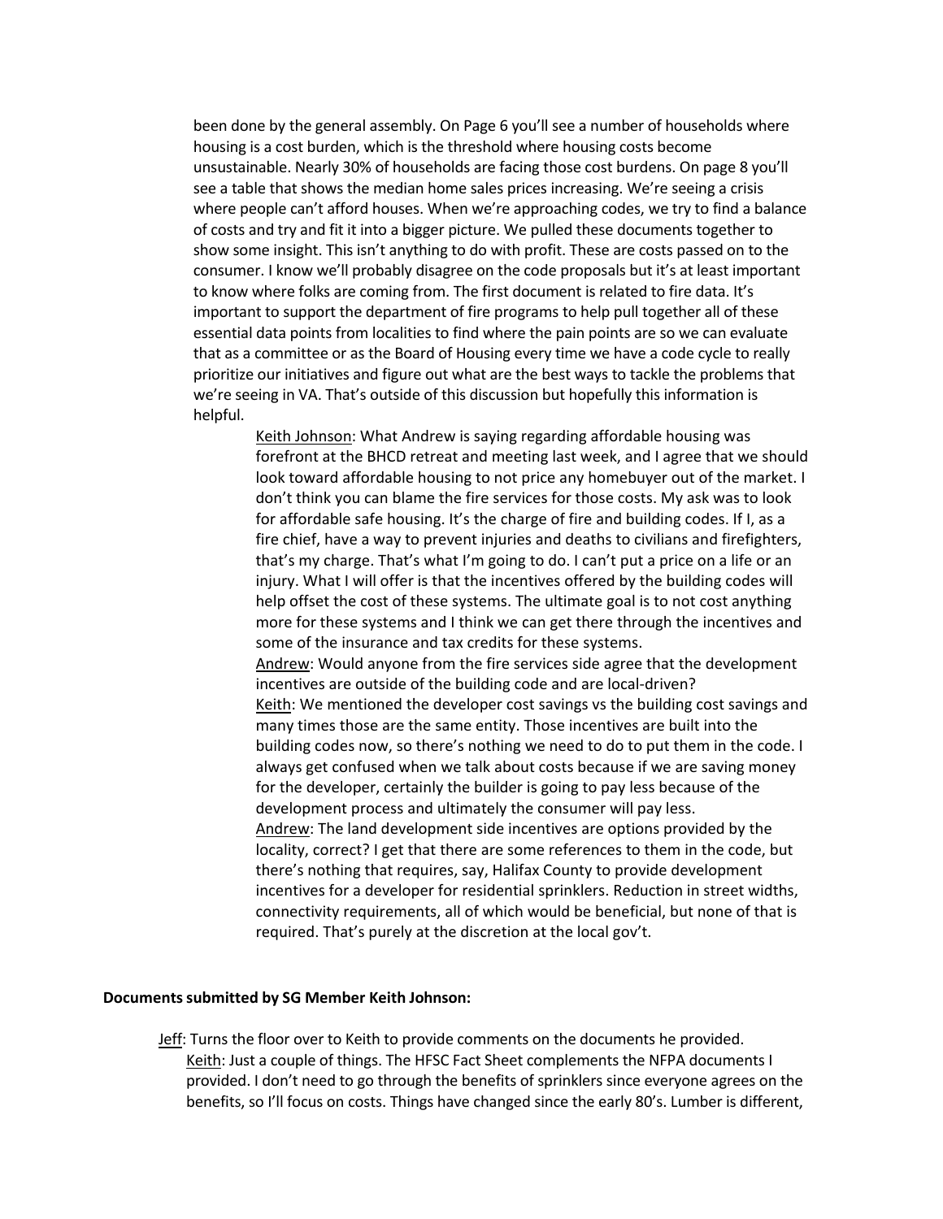been done by the general assembly. On Page 6 you'll see a number of households where housing is a cost burden, which is the threshold where housing costs become unsustainable. Nearly 30% of households are facing those cost burdens. On page 8 you'll see a table that shows the median home sales prices increasing. We're seeing a crisis where people can't afford houses. When we're approaching codes, we try to find a balance of costs and try and fit it into a bigger picture. We pulled these documents together to show some insight. This isn't anything to do with profit. These are costs passed on to the consumer. I know we'll probably disagree on the code proposals but it's at least important to know where folks are coming from. The first document is related to fire data. It's important to support the department of fire programs to help pull together all of these essential data points from localities to find where the pain points are so we can evaluate that as a committee or as the Board of Housing every time we have a code cycle to really prioritize our initiatives and figure out what are the best ways to tackle the problems that we're seeing in VA. That's outside of this discussion but hopefully this information is helpful.

> Keith Johnson: What Andrew is saying regarding affordable housing was forefront at the BHCD retreat and meeting last week, and I agree that we should look toward affordable housing to not price any homebuyer out of the market. I don't think you can blame the fire services for those costs. My ask was to look for affordable safe housing. It's the charge of fire and building codes. If I, as a fire chief, have a way to prevent injuries and deaths to civilians and firefighters, that's my charge. That's what I'm going to do. I can't put a price on a life or an injury. What I will offer is that the incentives offered by the building codes will help offset the cost of these systems. The ultimate goal is to not cost anything more for these systems and I think we can get there through the incentives and some of the insurance and tax credits for these systems.
>
> Andrew: Would anyone from the fire services side agree that the development incentives are outside of the building code and are local-driven?
>
> Keith: We mentioned the developer cost savings vs the building cost savings and many times those are the same entity. Those incentives are built into the building codes now, so there's nothing we need to do to put them in the code. I always get confused when we talk about costs because if we are saving money for the developer, certainly the builder is going to pay less because of the development process and ultimately the consumer will pay less.
>
> Andrew: The land development side incentives are options provided by the locality, correct? I get that there are some references to them in the code, but there's nothing that requires, say, Halifax County to provide development incentives for a developer for residential sprinklers. Reduction in street widths, connectivity requirements, all of which would be beneficial, but none of that is required. That's purely at the discretion at the local gov't.

**Documents submitted by SG Member Keith Johnson:**

Jeff: Turns the floor over to Keith to provide comments on the documents he provided.

> Keith: Just a couple of things. The HFSC Fact Sheet complements the NFPA documents I provided. I don't need to go through the benefits of sprinklers since everyone agrees on the benefits, so I'll focus on costs. Things have changed since the early 80's. Lumber is different,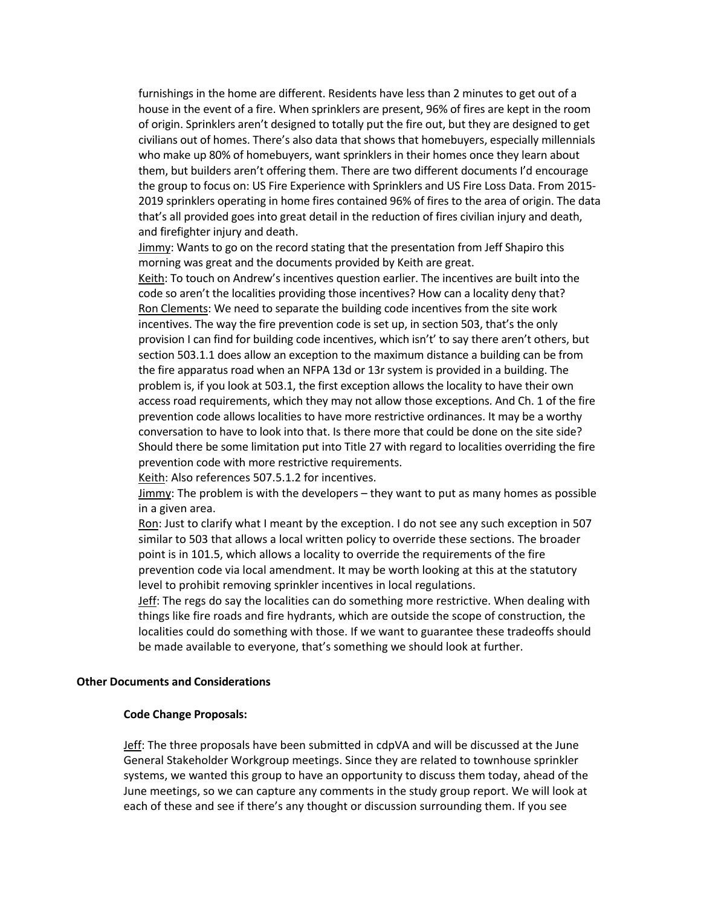furnishings in the home are different. Residents have less than 2 minutes to get out of a house in the event of a fire. When sprinklers are present, 96% of fires are kept in the room of origin. Sprinklers aren't designed to totally put the fire out, but they are designed to get civilians out of homes. There's also data that shows that homebuyers, especially millennials who make up 80% of homebuyers, want sprinklers in their homes once they learn about them, but builders aren't offering them. There are two different documents I'd encourage the group to focus on: US Fire Experience with Sprinklers and US Fire Loss Data. From 2015-2019 sprinklers operating in home fires contained 96% of fires to the area of origin. The data that's all provided goes into great detail in the reduction of fires civilian injury and death, and firefighter injury and death.

<u>Jimmy</u>: Wants to go on the record stating that the presentation from Jeff Shapiro this morning was great and the documents provided by Keith are great.

<u>Keith</u>: To touch on Andrew's incentives question earlier. The incentives are built into the code so aren't the localities providing those incentives? How can a locality deny that?

<u>Ron Clements</u>: We need to separate the building code incentives from the site work incentives. The way the fire prevention code is set up, in section 503, that's the only provision I can find for building code incentives, which isn't' to say there aren't others, but section 503.1.1 does allow an exception to the maximum distance a building can be from the fire apparatus road when an NFPA 13d or 13r system is provided in a building. The problem is, if you look at 503.1, the first exception allows the locality to have their own access road requirements, which they may not allow those exceptions. And Ch. 1 of the fire prevention code allows localities to have more restrictive ordinances. It may be a worthy conversation to have to look into that. Is there more that could be done on the site side? Should there be some limitation put into Title 27 with regard to localities overriding the fire prevention code with more restrictive requirements.

<u>Keith</u>: Also references 507.5.1.2 for incentives.

<u>Jimmy</u>: The problem is with the developers – they want to put as many homes as possible in a given area.

<u>Ron</u>: Just to clarify what I meant by the exception. I do not see any such exception in 507 similar to 503 that allows a local written policy to override these sections. The broader point is in 101.5, which allows a locality to override the requirements of the fire prevention code via local amendment. It may be worth looking at this at the statutory level to prohibit removing sprinkler incentives in local regulations.

<u>Jeff</u>: The regs do say the localities can do something more restrictive. When dealing with things like fire roads and fire hydrants, which are outside the scope of construction, the localities could do something with those. If we want to guarantee these tradeoffs should be made available to everyone, that's something we should look at further.

**Other Documents and Considerations**

**Code Change Proposals:**

<u>Jeff</u>: The three proposals have been submitted in cdpVA and will be discussed at the June General Stakeholder Workgroup meetings. Since they are related to townhouse sprinkler systems, we wanted this group to have an opportunity to discuss them today, ahead of the June meetings, so we can capture any comments in the study group report. We will look at each of these and see if there's any thought or discussion surrounding them. If you see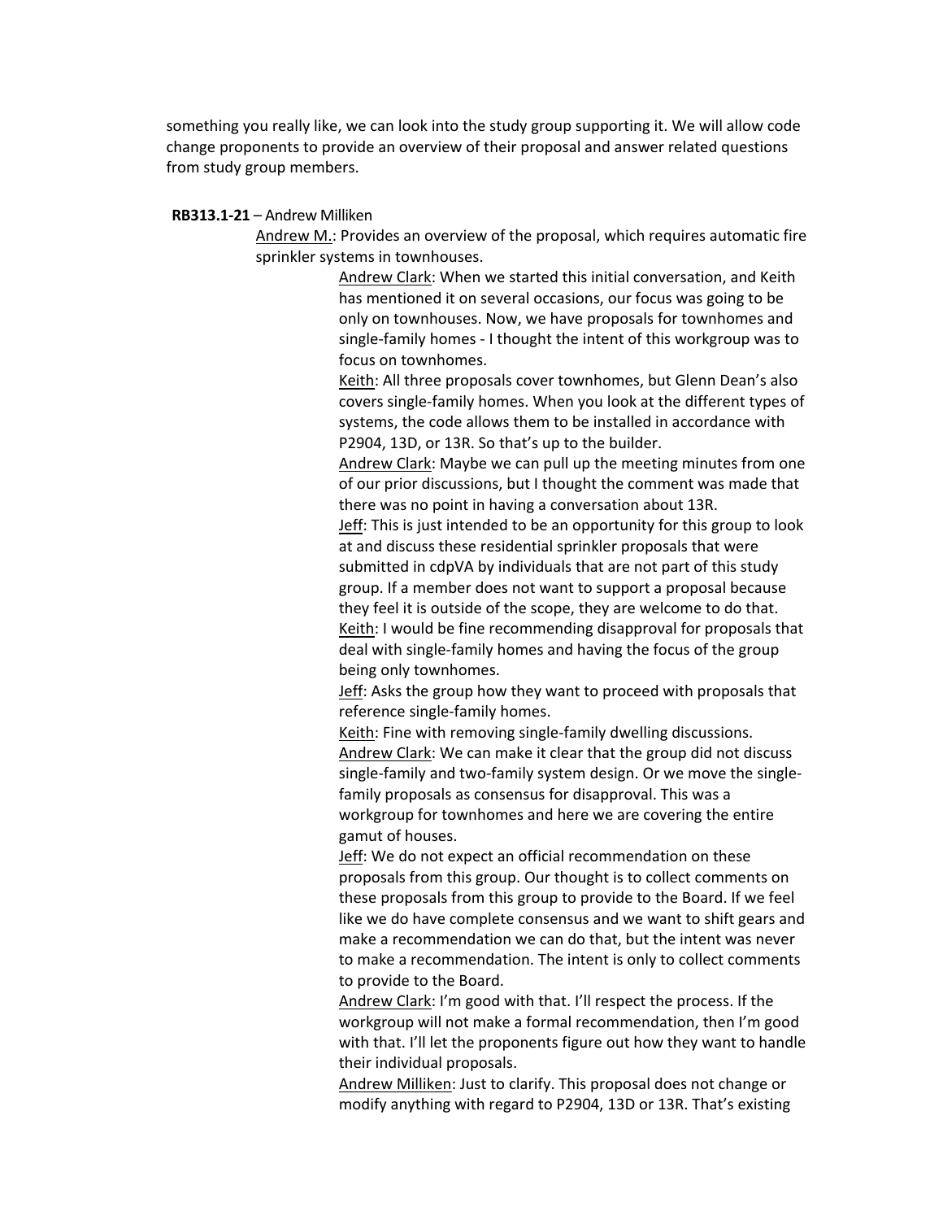something you really like, we can look into the study group supporting it. We will allow code change proponents to provide an overview of their proposal and answer related questions from study group members.

**RB313.1-21** – Andrew Milliken

Andrew M.: Provides an overview of the proposal, which requires automatic fire sprinkler systems in townhouses.

Andrew Clark: When we started this initial conversation, and Keith has mentioned it on several occasions, our focus was going to be only on townhouses. Now, we have proposals for townhomes and single-family homes - I thought the intent of this workgroup was to focus on townhomes.

Keith: All three proposals cover townhomes, but Glenn Dean's also covers single-family homes. When you look at the different types of systems, the code allows them to be installed in accordance with P2904, 13D, or 13R. So that's up to the builder.

Andrew Clark: Maybe we can pull up the meeting minutes from one of our prior discussions, but I thought the comment was made that there was no point in having a conversation about 13R.

Jeff: This is just intended to be an opportunity for this group to look at and discuss these residential sprinkler proposals that were submitted in cdpVA by individuals that are not part of this study group. If a member does not want to support a proposal because they feel it is outside of the scope, they are welcome to do that.

Keith: I would be fine recommending disapproval for proposals that deal with single-family homes and having the focus of the group being only townhomes.

Jeff: Asks the group how they want to proceed with proposals that reference single-family homes.

Keith: Fine with removing single-family dwelling discussions.

Andrew Clark: We can make it clear that the group did not discuss single-family and two-family system design. Or we move the single-family proposals as consensus for disapproval. This was a workgroup for townhomes and here we are covering the entire gamut of houses.

Jeff: We do not expect an official recommendation on these proposals from this group. Our thought is to collect comments on these proposals from this group to provide to the Board. If we feel like we do have complete consensus and we want to shift gears and make a recommendation we can do that, but the intent was never to make a recommendation. The intent is only to collect comments to provide to the Board.

Andrew Clark: I'm good with that. I'll respect the process. If the workgroup will not make a formal recommendation, then I'm good with that. I'll let the proponents figure out how they want to handle their individual proposals.

Andrew Milliken: Just to clarify. This proposal does not change or modify anything with regard to P2904, 13D or 13R. That's existing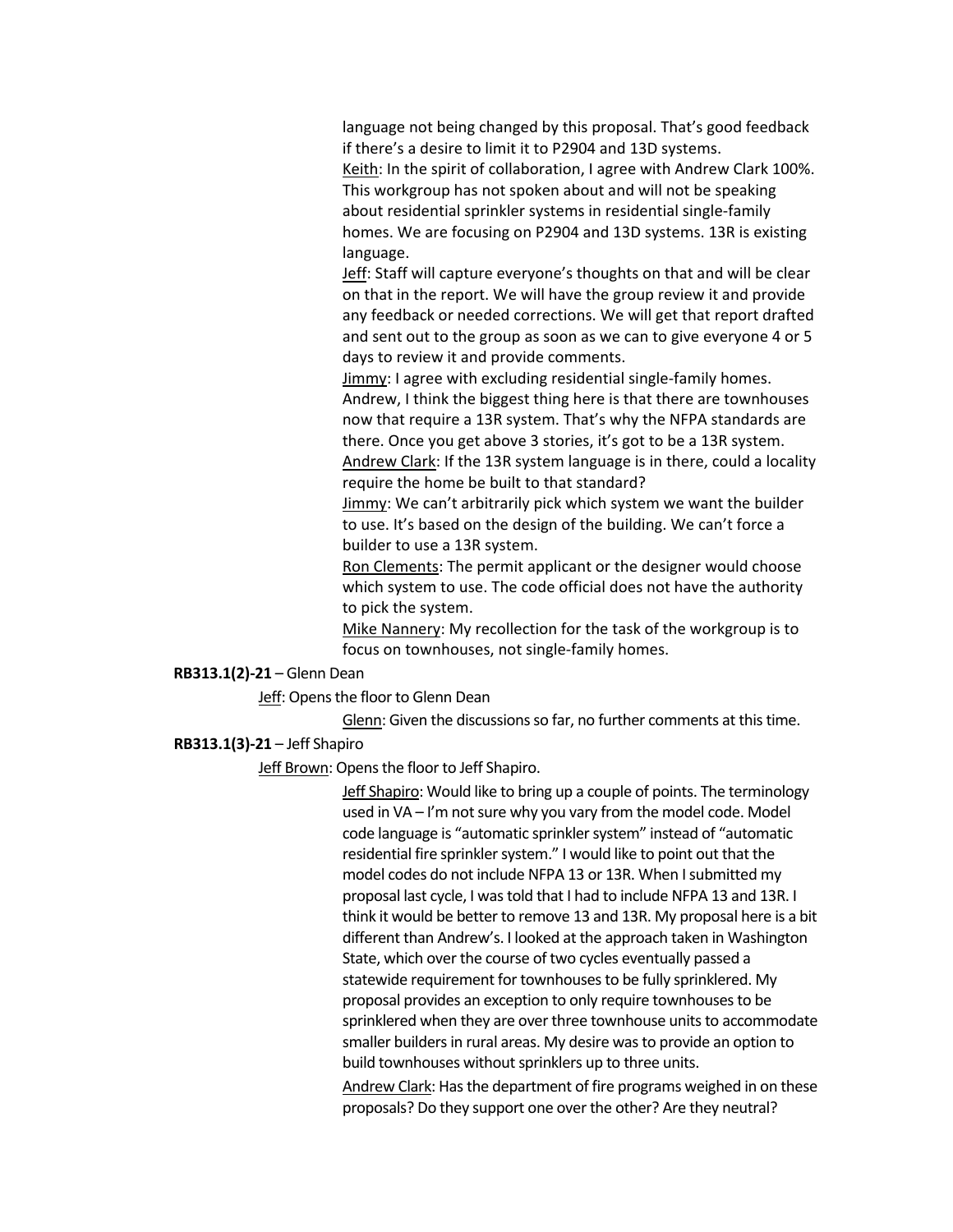language not being changed by this proposal. That's good feedback if there's a desire to limit it to P2904 and 13D systems.

Keith: In the spirit of collaboration, I agree with Andrew Clark 100%. This workgroup has not spoken about and will not be speaking about residential sprinkler systems in residential single-family homes. We are focusing on P2904 and 13D systems. 13R is existing language.

Jeff: Staff will capture everyone's thoughts on that and will be clear on that in the report. We will have the group review it and provide any feedback or needed corrections. We will get that report drafted and sent out to the group as soon as we can to give everyone 4 or 5 days to review it and provide comments.

Jimmy: I agree with excluding residential single-family homes. Andrew, I think the biggest thing here is that there are townhouses now that require a 13R system. That's why the NFPA standards are there. Once you get above 3 stories, it's got to be a 13R system.

Andrew Clark: If the 13R system language is in there, could a locality require the home be built to that standard?

Jimmy: We can't arbitrarily pick which system we want the builder to use. It's based on the design of the building. We can't force a builder to use a 13R system.

Ron Clements: The permit applicant or the designer would choose which system to use. The code official does not have the authority to pick the system.

Mike Nannery: My recollection for the task of the workgroup is to focus on townhouses, not single-family homes.

**RB313.1(2)-21** – Glenn Dean

Jeff: Opens the floor to Glenn Dean

Glenn: Given the discussions so far, no further comments at this time.

**RB313.1(3)-21** – Jeff Shapiro

Jeff Brown: Opens the floor to Jeff Shapiro.

Jeff Shapiro: Would like to bring up a couple of points. The terminology used in VA – I'm not sure why you vary from the model code. Model code language is "automatic sprinkler system" instead of "automatic residential fire sprinkler system." I would like to point out that the model codes do not include NFPA 13 or 13R. When I submitted my proposal last cycle, I was told that I had to include NFPA 13 and 13R. I think it would be better to remove 13 and 13R. My proposal here is a bit different than Andrew's. I looked at the approach taken in Washington State, which over the course of two cycles eventually passed a statewide requirement for townhouses to be fully sprinklered. My proposal provides an exception to only require townhouses to be sprinklered when they are over three townhouse units to accommodate smaller builders in rural areas. My desire was to provide an option to build townhouses without sprinklers up to three units.

Andrew Clark: Has the department of fire programs weighed in on these proposals? Do they support one over the other? Are they neutral?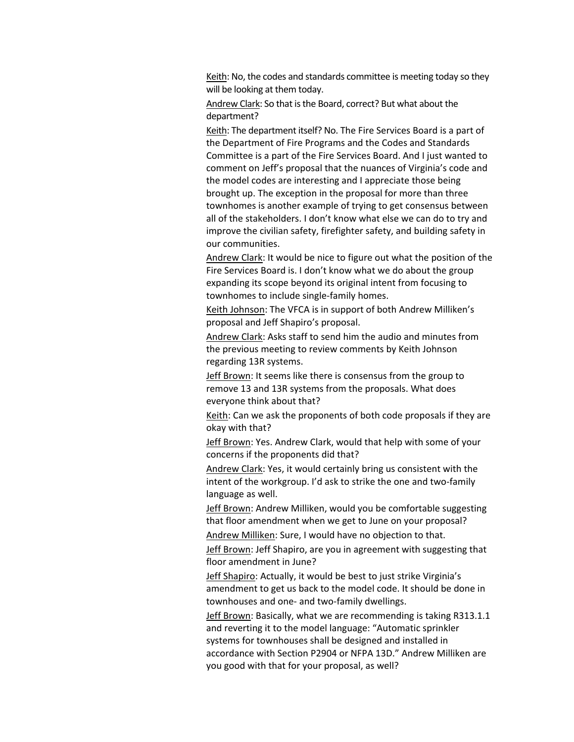Keith: No, the codes and standards committee is meeting today so they will be looking at them today.

Andrew Clark: So that is the Board, correct? But what about the department?

Keith: The department itself? No. The Fire Services Board is a part of the Department of Fire Programs and the Codes and Standards Committee is a part of the Fire Services Board. And I just wanted to comment on Jeff's proposal that the nuances of Virginia's code and the model codes are interesting and I appreciate those being brought up. The exception in the proposal for more than three townhomes is another example of trying to get consensus between all of the stakeholders. I don't know what else we can do to try and improve the civilian safety, firefighter safety, and building safety in our communities.

Andrew Clark: It would be nice to figure out what the position of the Fire Services Board is. I don't know what we do about the group expanding its scope beyond its original intent from focusing to townhomes to include single-family homes.

Keith Johnson: The VFCA is in support of both Andrew Milliken's proposal and Jeff Shapiro's proposal.

Andrew Clark: Asks staff to send him the audio and minutes from the previous meeting to review comments by Keith Johnson regarding 13R systems.

Jeff Brown: It seems like there is consensus from the group to remove 13 and 13R systems from the proposals. What does everyone think about that?

Keith: Can we ask the proponents of both code proposals if they are okay with that?

Jeff Brown: Yes. Andrew Clark, would that help with some of your concerns if the proponents did that?

Andrew Clark: Yes, it would certainly bring us consistent with the intent of the workgroup. I'd ask to strike the one and two-family language as well.

Jeff Brown: Andrew Milliken, would you be comfortable suggesting that floor amendment when we get to June on your proposal?

Andrew Milliken: Sure, I would have no objection to that.

Jeff Brown: Jeff Shapiro, are you in agreement with suggesting that floor amendment in June?

Jeff Shapiro: Actually, it would be best to just strike Virginia's amendment to get us back to the model code. It should be done in townhouses and one- and two-family dwellings.

Jeff Brown: Basically, what we are recommending is taking R313.1.1 and reverting it to the model language: "Automatic sprinkler systems for townhouses shall be designed and installed in accordance with Section P2904 or NFPA 13D." Andrew Milliken are you good with that for your proposal, as well?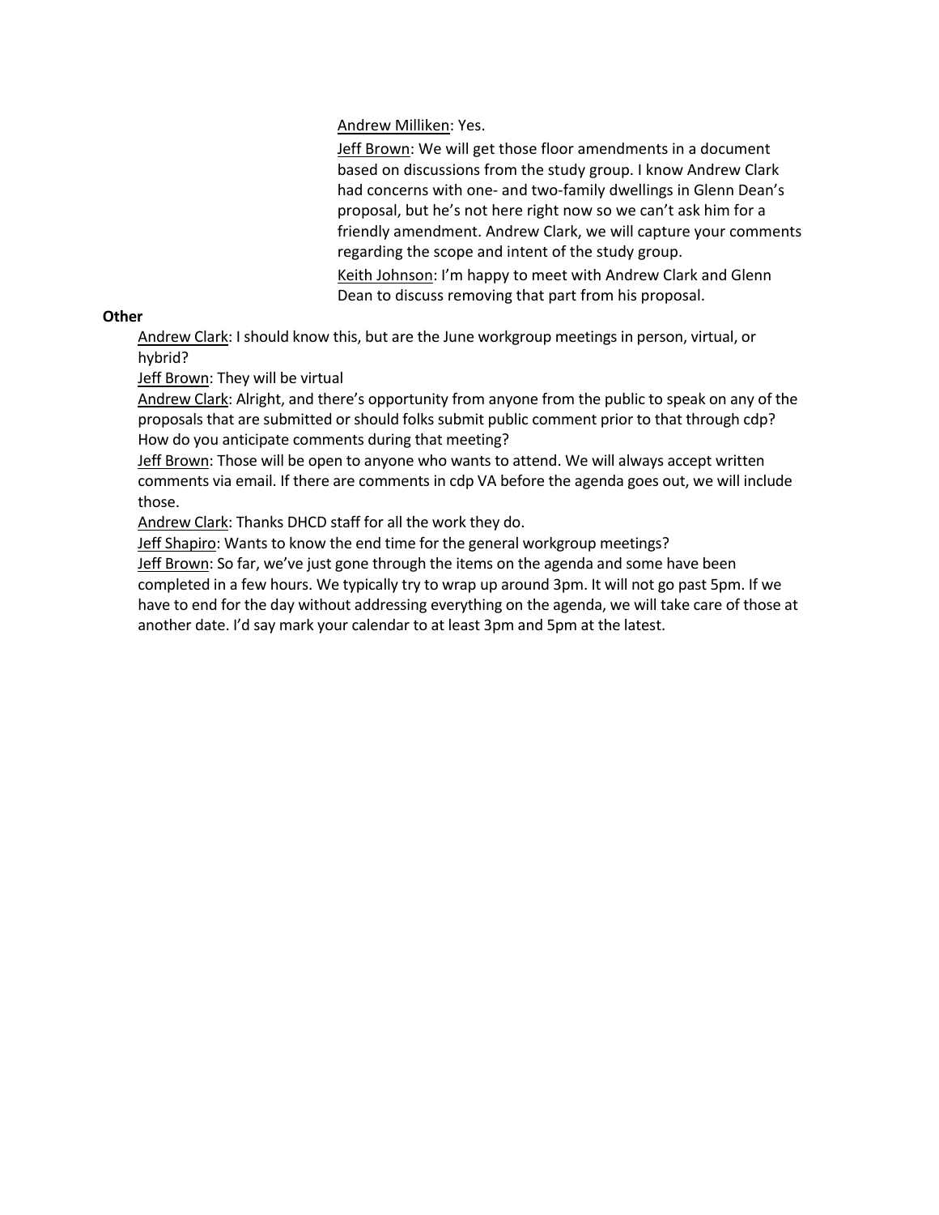Andrew Milliken: Yes.

Jeff Brown: We will get those floor amendments in a document based on discussions from the study group. I know Andrew Clark had concerns with one- and two-family dwellings in Glenn Dean's proposal, but he's not here right now so we can't ask him for a friendly amendment. Andrew Clark, we will capture your comments regarding the scope and intent of the study group.

Keith Johnson: I'm happy to meet with Andrew Clark and Glenn Dean to discuss removing that part from his proposal.

**Other**

Andrew Clark: I should know this, but are the June workgroup meetings in person, virtual, or hybrid?

Jeff Brown: They will be virtual

Andrew Clark: Alright, and there's opportunity from anyone from the public to speak on any of the proposals that are submitted or should folks submit public comment prior to that through cdp? How do you anticipate comments during that meeting?

Jeff Brown: Those will be open to anyone who wants to attend. We will always accept written comments via email. If there are comments in cdp VA before the agenda goes out, we will include those.

Andrew Clark: Thanks DHCD staff for all the work they do.

Jeff Shapiro: Wants to know the end time for the general workgroup meetings?

Jeff Brown: So far, we've just gone through the items on the agenda and some have been completed in a few hours. We typically try to wrap up around 3pm. It will not go past 5pm. If we have to end for the day without addressing everything on the agenda, we will take care of those at another date. I'd say mark your calendar to at least 3pm and 5pm at the latest.